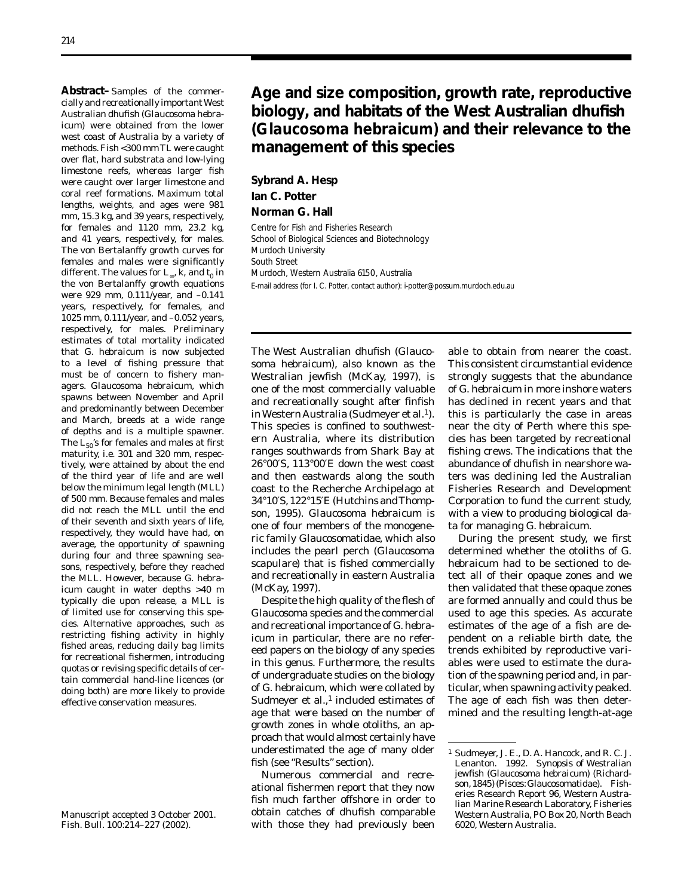# Age and size composition, growth rate, reproductive biology, and habitats of the West Australian dhufish (*Glaucosoma hebraicum*) and their relevance to the management of this species

**Sybrand A. Hesp**
**Ian C. Potter**
**Norman G. Hall**

Centre for Fish and Fisheries Research
School of Biological Sciences and Biotechnology
Murdoch University
South Street
Murdoch, Western Australia 6150, Australia
E-mail address (for I. C. Potter, contact author): i-potter@possum.murdoch.edu.au

**Abstract**–Samples of the commercially and recreationally important West Australian dhufish (*Glaucosoma hebraicum*) were obtained from the lower west coast of Australia by a variety of methods. Fish <300 mm TL were caught over flat, hard substrata and low-lying limestone reefs, whereas larger fish were caught over larger limestone and coral reef formations. Maximum total lengths, weights, and ages were 981 mm, 15.3 kg, and 39 years, respectively, for females and 1120 mm, 23.2 kg, and 41 years, respectively, for males. The von Bertalanffy growth curves for females and males were significantly different. The values for $L_\infty$, $k$, and $t_0$ in the von Bertalanffy growth equations were 929 mm, 0.111/year, and –0.141 years, respectively, for females, and 1025 mm, 0.111/year, and –0.052 years, respectively, for males. Preliminary estimates of total mortality indicated that *G. hebraicum* is now subjected to a level of fishing pressure that must be of concern to fishery managers. *Glaucosoma hebraicum*, which spawns between November and April and predominantly between December and March, breeds at a wide range of depths and is a multiple spawner. The $L_{50}$'s for females and males at first maturity, i.e. 301 and 320 mm, respectively, were attained by about the end of the third year of life and are well below the minimum legal length (MLL) of 500 mm. Because females and males did not reach the MLL until the end of their seventh and sixth years of life, respectively, they would have had, on average, the opportunity of spawning during four and three spawning seasons, respectively, before they reached the MLL. However, because *G. hebraicum* caught in water depths >40 m typically die upon release, a MLL is of limited use for conserving this species. Alternative approaches, such as restricting fishing activity in highly fished areas, reducing daily bag limits for recreational fishermen, introducing quotas or revising specific details of certain commercial hand-line licences (or doing both) are more likely to provide effective conservation measures.

Manuscript accepted 3 October 2001.
Fish. Bull. 100:214–227 (2002).

The West Australian dhufish (*Glaucosoma hebraicum*), also known as the Westralian jewfish (McKay, 1997), is one of the most commercially valuable and recreationally sought after finfish in Western Australia (Sudmeyer et al.[1]). This species is confined to southwestern Australia, where its distribution ranges southwards from Shark Bay at 26°00′S, 113°00′E down the west coast and then eastwards along the south coast to the Recherche Archipelago at 34°10′S, 122°15′E (Hutchins and Thompson, 1995). *Glaucosoma hebraicum* is one of four members of the monogeneric family Glaucosomatidae, which also includes the pearl perch (*Glaucosoma scapulare*) that is fished commercially and recreationally in eastern Australia (McKay, 1997).

Despite the high quality of the flesh of *Glaucosoma* species and the commercial and recreational importance of *G. hebraicum* in particular, there are no refereed papers on the biology of any species in this genus. Furthermore, the results of undergraduate studies on the biology of *G. hebraicum*, which were collated by Sudmeyer et al.,[1] included estimates of age that were based on the number of growth zones in whole otoliths, an approach that would almost certainly have underestimated the age of many older fish (see "Results" section).

Numerous commercial and recreational fishermen report that they now fish much farther offshore in order to obtain catches of dhufish comparable with those they had previously been able to obtain from nearer the coast. This consistent circumstantial evidence strongly suggests that the abundance of *G. hebraicum* in more inshore waters has declined in recent years and that this is particularly the case in areas near the city of Perth where this species has been targeted by recreational fishing crews. The indications that the abundance of dhufish in nearshore waters was declining led the Australian Fisheries Research and Development Corporation to fund the current study, with a view to producing biological data for managing *G. hebraicum*.

During the present study, we first determined whether the otoliths of *G. hebraicum* had to be sectioned to detect all of their opaque zones and we then validated that these opaque zones are formed annually and could thus be used to age this species. As accurate estimates of the age of a fish are dependent on a reliable birth date, the trends exhibited by reproductive variables were used to estimate the duration of the spawning period and, in particular, when spawning activity peaked. The age of each fish was then determined and the resulting length-at-age

[1] Sudmeyer, J. E., D. A. Hancock, and R. C. J. Lenanton. 1992. Synopsis of Westralian jewfish (*Glaucosoma hebraicum*) (Richardson, 1845) (Pisces: Glaucosomatidae). Fisheries Research Report 96, Western Australian Marine Research Laboratory, Fisheries Western Australia, PO Box 20, North Beach 6020, Western Australia.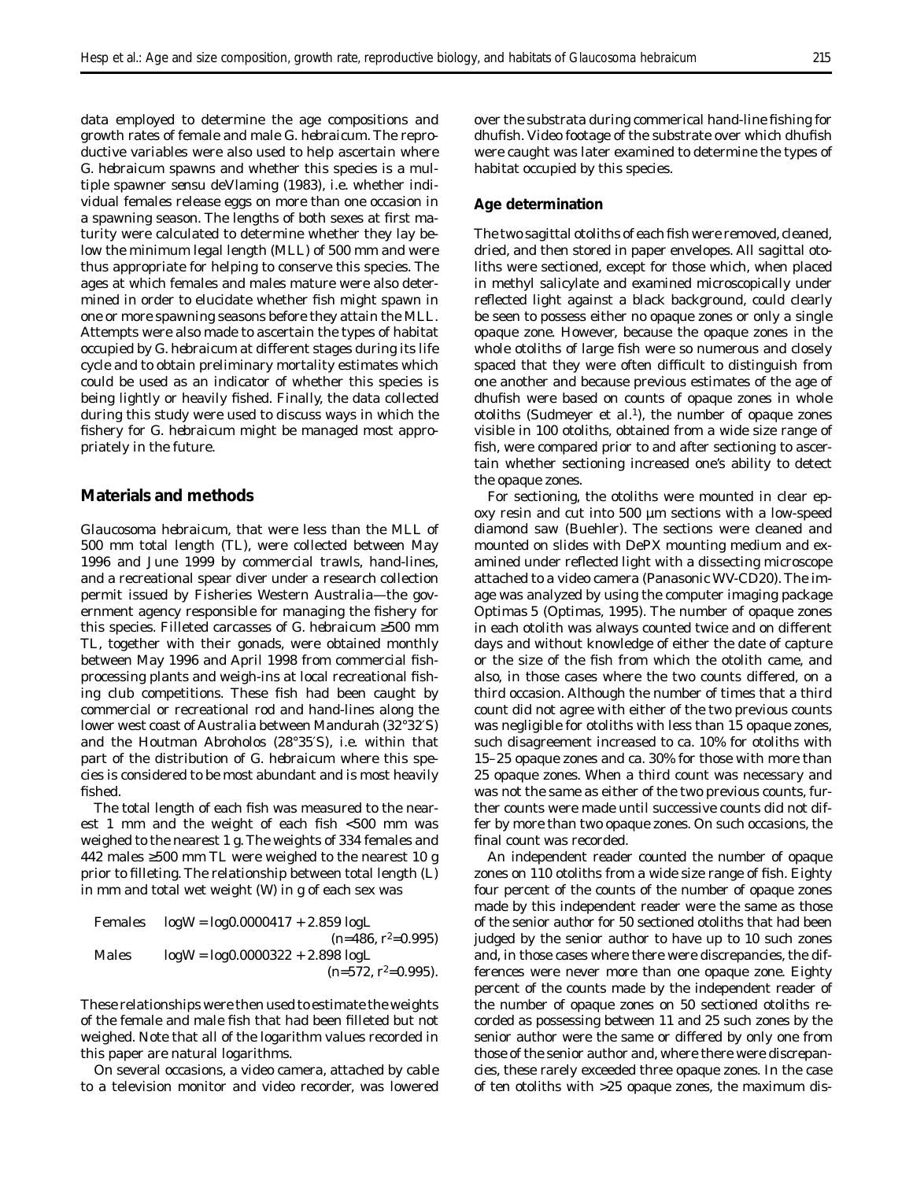data employed to determine the age compositions and growth rates of female and male *G. hebraicum*. The reproductive variables were also used to help ascertain where *G. hebraicum* spawns and whether this species is a multiple spawner sensu deVlaming (1983), i.e. whether individual females release eggs on more than one occasion in a spawning season. The lengths of both sexes at first maturity were calculated to determine whether they lay below the minimum legal length (MLL) of 500 mm and were thus appropriate for helping to conserve this species. The ages at which females and males mature were also determined in order to elucidate whether fish might spawn in one or more spawning seasons before they attain the MLL. Attempts were also made to ascertain the types of habitat occupied by *G. hebraicum* at different stages during its life cycle and to obtain preliminary mortality estimates which could be used as an indicator of whether this species is being lightly or heavily fished. Finally, the data collected during this study were used to discuss ways in which the fishery for *G. hebraicum* might be managed most appropriately in the future.

## Materials and methods

*Glaucosoma hebraicum*, that were less than the MLL of 500 mm total length (TL), were collected between May 1996 and June 1999 by commercial trawls, hand-lines, and a recreational spear diver under a research collection permit issued by Fisheries Western Australia—the government agency responsible for managing the fishery for this species. Filleted carcasses of *G. hebraicum* ≥500 mm TL, together with their gonads, were obtained monthly between May 1996 and April 1998 from commercial fish-processing plants and weigh-ins at local recreational fishing club competitions. These fish had been caught by commercial or recreational rod and hand-lines along the lower west coast of Australia between Mandurah (32°32′S) and the Houtman Abroholos (28°35′S), i.e. within that part of the distribution of *G. hebraicum* where this species is considered to be most abundant and is most heavily fished.

The total length of each fish was measured to the nearest 1 mm and the weight of each fish <500 mm was weighed to the nearest 1 g. The weights of 334 females and 442 males ≥500 mm TL were weighed to the nearest 10 g prior to filleting. The relationship between total length (L) in mm and total wet weight (W) in g of each sex was

Females $\log W = \log 0.0000417 + 2.859 \log L$ $(n=486, r^2=0.995)$

Males $\log W = \log 0.0000322 + 2.898 \log L$ $(n=572, r^2=0.995)$.

These relationships were then used to estimate the weights of the female and male fish that had been filleted but not weighed. Note that all of the logarithm values recorded in this paper are natural logarithms.

On several occasions, a video camera, attached by cable to a television monitor and video recorder, was lowered over the substrata during commerical hand-line fishing for dhufish. Video footage of the substrate over which dhufish were caught was later examined to determine the types of habitat occupied by this species.

### Age determination

The two sagittal otoliths of each fish were removed, cleaned, dried, and then stored in paper envelopes. All sagittal otoliths were sectioned, except for those which, when placed in methyl salicylate and examined microscopically under reflected light against a black background, could clearly be seen to possess either no opaque zones or only a single opaque zone. However, because the opaque zones in the whole otoliths of large fish were so numerous and closely spaced that they were often difficult to distinguish from one another and because previous estimates of the age of dhufish were based on counts of opaque zones in whole otoliths (Sudmeyer et al.[1]), the number of opaque zones visible in 100 otoliths, obtained from a wide size range of fish, were compared prior to and after sectioning to ascertain whether sectioning increased one's ability to detect the opaque zones.

For sectioning, the otoliths were mounted in clear epoxy resin and cut into 500 µm sections with a low-speed diamond saw (Buehler). The sections were cleaned and mounted on slides with DePX mounting medium and examined under reflected light with a dissecting microscope attached to a video camera (Panasonic WV-CD20). The image was analyzed by using the computer imaging package Optimas 5 (Optimas, 1995). The number of opaque zones in each otolith was always counted twice and on different days and without knowledge of either the date of capture or the size of the fish from which the otolith came, and also, in those cases where the two counts differed, on a third occasion. Although the number of times that a third count did not agree with either of the two previous counts was negligible for otoliths with less than 15 opaque zones, such disagreement increased to ca. 10% for otoliths with 15–25 opaque zones and ca. 30% for those with more than 25 opaque zones. When a third count was necessary and was not the same as either of the two previous counts, further counts were made until successive counts did not differ by more than two opaque zones. On such occasions, the final count was recorded.

An independent reader counted the number of opaque zones on 110 otoliths from a wide size range of fish. Eighty four percent of the counts of the number of opaque zones made by this independent reader were the same as those of the senior author for 50 sectioned otoliths that had been judged by the senior author to have up to 10 such zones and, in those cases where there were discrepancies, the differences were never more than one opaque zone. Eighty percent of the counts made by the independent reader of the number of opaque zones on 50 sectioned otoliths recorded as possessing between 11 and 25 such zones by the senior author were the same or differed by only one from those of the senior author and, where there were discrepancies, these rarely exceeded three opaque zones. In the case of ten otoliths with >25 opaque zones, the maximum dis-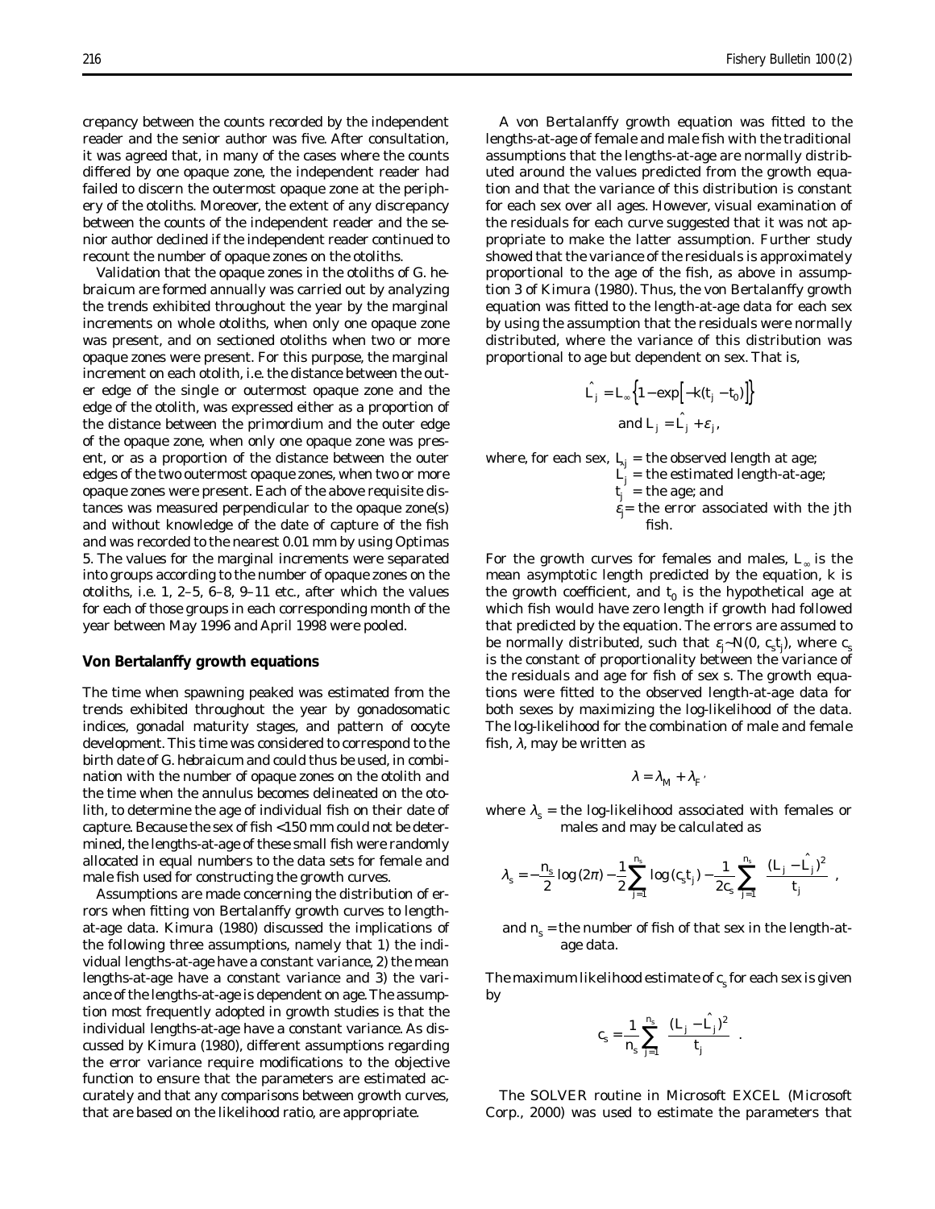crepancy between the counts recorded by the independent reader and the senior author was five. After consultation, it was agreed that, in many of the cases where the counts differed by one opaque zone, the independent reader had failed to discern the outermost opaque zone at the periphery of the otoliths. Moreover, the extent of any discrepancy between the counts of the independent reader and the senior author declined if the independent reader continued to recount the number of opaque zones on the otoliths.

Validation that the opaque zones in the otoliths of *G. hebraicum* are formed annually was carried out by analyzing the trends exhibited throughout the year by the marginal increments on whole otoliths, when only one opaque zone was present, and on sectioned otoliths when two or more opaque zones were present. For this purpose, the marginal increment on each otolith, i.e. the distance between the outer edge of the single or outermost opaque zone and the edge of the otolith, was expressed either as a proportion of the distance between the primordium and the outer edge of the opaque zone, when only one opaque zone was present, or as a proportion of the distance between the outer edges of the two outermost opaque zones, when two or more opaque zones were present. Each of the above requisite distances was measured perpendicular to the opaque zone(s) and without knowledge of the date of capture of the fish and was recorded to the nearest 0.01 mm by using Optimas 5. The values for the marginal increments were separated into groups according to the number of opaque zones on the otoliths, i.e. 1, 2–5, 6–8, 9–11 etc., after which the values for each of those groups in each corresponding month of the year between May 1996 and April 1998 were pooled.

### Von Bertalanffy growth equations

The time when spawning peaked was estimated from the trends exhibited throughout the year by gonadosomatic indices, gonadal maturity stages, and pattern of oocyte development. This time was considered to correspond to the birth date of *G. hebraicum* and could thus be used, in combination with the number of opaque zones on the otolith and the time when the annulus becomes delineated on the otolith, to determine the age of individual fish on their date of capture. Because the sex of fish <150 mm could not be determined, the lengths-at-age of these small fish were randomly allocated in equal numbers to the data sets for female and male fish used for constructing the growth curves.

Assumptions are made concerning the distribution of errors when fitting von Bertalanffy growth curves to length-at-age data. Kimura (1980) discussed the implications of the following three assumptions, namely that 1) the individual lengths-at-age have a constant variance, 2) the mean lengths-at-age have a constant variance and 3) the variance of the lengths-at-age is dependent on age. The assumption most frequently adopted in growth studies is that the individual lengths-at-age have a constant variance. As discussed by Kimura (1980), different assumptions regarding the error variance require modifications to the objective function to ensure that the parameters are estimated accurately and that any comparisons between growth curves, that are based on the likelihood ratio, are appropriate.

A von Bertalanffy growth equation was fitted to the lengths-at-age of female and male fish with the traditional assumptions that the lengths-at-age are normally distributed around the values predicted from the growth equation and that the variance of this distribution is constant for each sex over all ages. However, visual examination of the residuals for each curve suggested that it was not appropriate to make the latter assumption. Further study showed that the variance of the residuals is approximately proportional to the age of the fish, as above in assumption 3 of Kimura (1980). Thus, the von Bertalanffy growth equation was fitted to the length-at-age data for each sex by using the assumption that the residuals were normally distributed, where the variance of this distribution was proportional to age but dependent on sex. That is,

$$\hat{L}_j = L_\infty \left\{ 1 - \exp\left[ -k(t_j - t_0) \right] \right\}$$

$$\text{and } L_j = \hat{L}_j + \varepsilon_j,$$

where, for each sex, $L_j$ = the observed length at age;
$\hat{L}_j$ = the estimated length-at-age;
$t_j$ = the age; and
$\varepsilon_j$ = the error associated with the the *j*th fish.

For the growth curves for females and males, $L_\infty$ is the mean asymptotic length predicted by the equation, $k$ is the growth coefficient, and $t_0$ is the hypothetical age at which fish would have zero length if growth had followed that predicted by the equation. The errors are assumed to be normally distributed, such that $\varepsilon_j \sim N(0, c_s t_j)$, where $c_s$ is the constant of proportionality between the variance of the residuals and age for fish of sex $s$. The growth equations were fitted to the observed length-at-age data for both sexes by maximizing the log-likelihood of the data. The log-likelihood for the combination of male and female fish, $\lambda$, may be written as

$$\lambda = \lambda_M + \lambda_F,$$

where $\lambda_s$ = the log-likelihood associated with females or males and may be calculated as

$$\lambda_s = -\frac{n_s}{2}\log(2\pi) - \frac{1}{2}\sum_{j=1}^{n_s}\log(c_s t_j) - \frac{1}{2c_s}\sum_{j=1}^{n_s}\frac{(L_j - \hat{L}_j)^2}{t_j},$$

and $n_s$ = the number of fish of that sex in the length-at-age data.

The maximum likelihood estimate of $c_s$ for each sex is given by

$$c_s = \frac{1}{n_s}\sum_{j=1}^{n_s}\frac{(L_j - \hat{L}_j)^2}{t_j}.$$

The SOLVER routine in Microsoft EXCEL (Microsoft Corp., 2000) was used to estimate the parameters that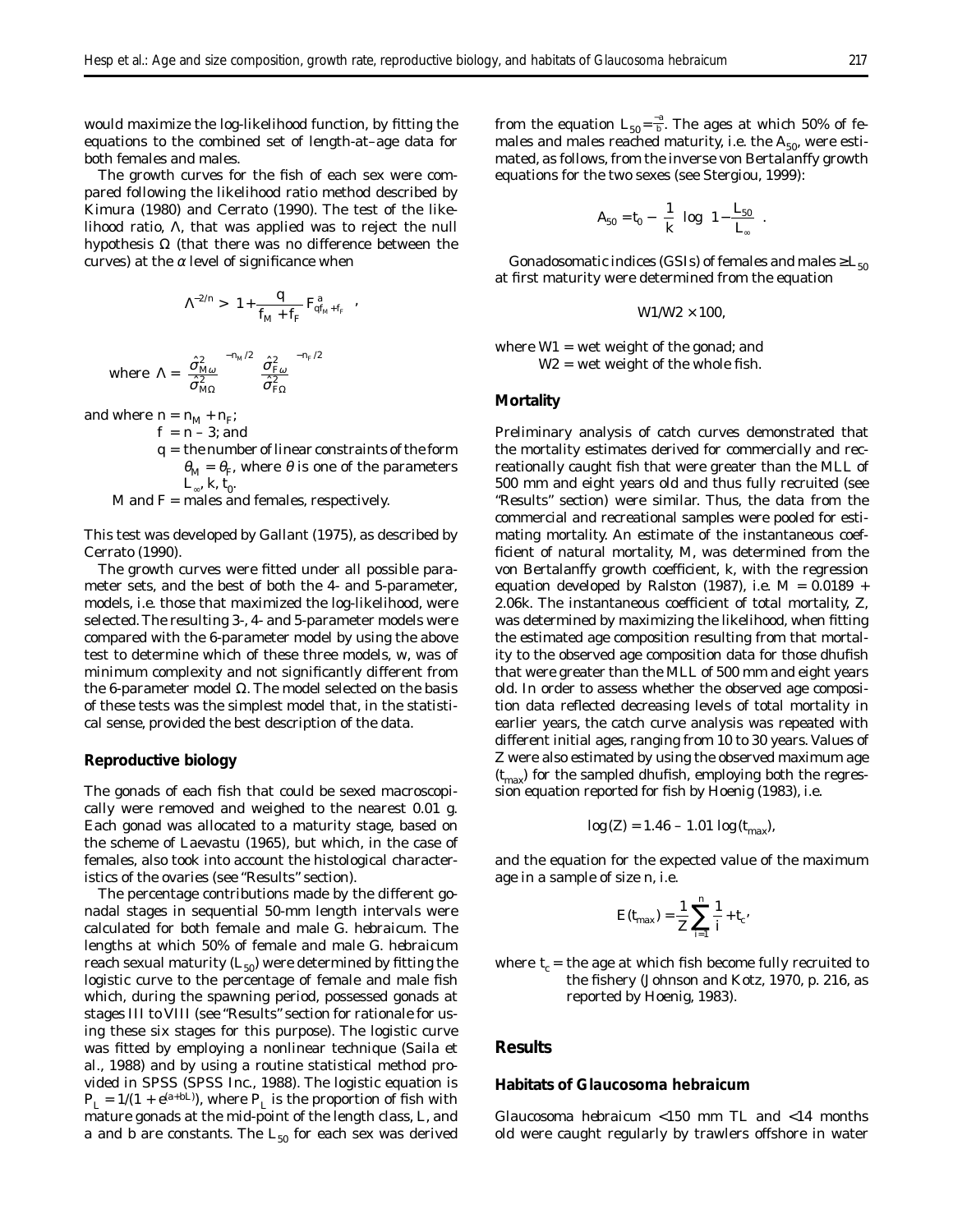would maximize the log-likelihood function, by fitting the equations to the combined set of length-at–age data for both females and males.

The growth curves for the fish of each sex were compared following the likelihood ratio method described by Kimura (1980) and Cerrato (1990). The test of the likelihood ratio, $\Lambda$, that was applied was to reject the null hypothesis $\Omega$ (that there was no difference between the curves) at the $\alpha$ level of significance when

$$\Lambda^{-2/n} > \left(1 + \frac{q}{f_M + f_F} F^{a}_{q f_M + f_F}\right),$$

$$\text{where } \Lambda = \left(\frac{\hat{\sigma}^2_{M\omega}}{\hat{\sigma}^2_{M\Omega}}\right)^{-n_M/2} \left(\frac{\hat{\sigma}^2_{F\omega}}{\hat{\sigma}^2_{F\Omega}}\right)^{-n_F/2}$$

and where $n = n_M + n_F$;
$f = n - 3$; and
$q$ = the number of linear constraints of the form $\theta_M = \theta_F$, where $\theta$ is one of the parameters $L_\infty$, $k$, $t_0$.
$M$ and $F$ = males and females, respectively.

This test was developed by Gallant (1975), as described by Cerrato (1990).

The growth curves were fitted under all possible parameter sets, and the best of both the 4- and 5-parameter, models, i.e. those that maximized the log-likelihood, were selected. The resulting 3-, 4- and 5-parameter models were compared with the 6-parameter model by using the above test to determine which of these three models, w, was of minimum complexity and not significantly different from the 6-parameter model $\Omega$. The model selected on the basis of these tests was the simplest model that, in the statistical sense, provided the best description of the data.

## Reproductive biology

The gonads of each fish that could be sexed macroscopically were removed and weighed to the nearest 0.01 g. Each gonad was allocated to a maturity stage, based on the scheme of Laevastu (1965), but which, in the case of females, also took into account the histological characteristics of the ovaries (see "Results" section).

The percentage contributions made by the different gonadal stages in sequential 50-mm length intervals were calculated for both female and male *G. hebraicum*. The lengths at which 50% of female and male *G. hebraicum* reach sexual maturity ($L_{50}$) were determined by fitting the logistic curve to the percentage of female and male fish which, during the spawning period, possessed gonads at stages III to VIII (see "Results" section for rationale for using these six stages for this purpose). The logistic curve was fitted by employing a nonlinear technique (Saila et al., 1988) and by using a routine statistical method provided in SPSS (SPSS Inc., 1988). The logistic equation is $P_L = 1/(1 + e^{(a+bL)})$, where $P_L$ is the proportion of fish with mature gonads at the mid-point of the length class, $L$, and $a$ and $b$ are constants. The $L_{50}$ for each sex was derived from the equation $L_{50} = \frac{-a}{b}$. The ages at which 50% of females and males reached maturity, i.e. the $A_{50}$, were estimated, as follows, from the inverse von Bertalanffy growth equations for the two sexes (see Stergiou, 1999):

$$A_{50} = t_0 - \left(\frac{1}{k}\right) \log\left(1 - \frac{L_{50}}{L_\infty}\right).$$

Gonadosomatic indices (GSIs) of females and males $\geq L_{50}$ at first maturity were determined from the equation

$$W1/W2 \times 100,$$

where $W1$ = wet weight of the gonad; and
$W2$ = wet weight of the whole fish.

## Mortality

Preliminary analysis of catch curves demonstrated that the mortality estimates derived for commercially and recreationally caught fish that were greater than the MLL of 500 mm and eight years old and thus fully recruited (see "Results" section) were similar. Thus, the data from the commercial and recreational samples were pooled for estimating mortality. An estimate of the instantaneous coefficient of natural mortality, $M$, was determined from the von Bertalanffy growth coefficient, $k$, with the regression equation developed by Ralston (1987), i.e. $M = 0.0189 + 2.06k$. The instantaneous coefficient of total mortality, $Z$, was determined by maximizing the likelihood, when fitting the estimated age composition resulting from that mortality to the observed age composition data for those dhufish that were greater than the MLL of 500 mm and eight years old. In order to assess whether the observed age composition data reflected decreasing levels of total mortality in earlier years, the catch curve analysis was repeated with different initial ages, ranging from 10 to 30 years. Values of $Z$ were also estimated by using the observed maximum age ($t_{max}$) for the sampled dhufish, employing both the regression equation reported for fish by Hoenig (1983), i.e.

$$\log(Z) = 1.46 - 1.01 \log(t_{max}),$$

and the equation for the expected value of the maximum age in a sample of size $n$, i.e.

$$E(t_{max}) = \frac{1}{Z}\sum_{i=1}^{n}\frac{1}{i} + t_c,$$

where $t_c$ = the age at which fish become fully recruited to the fishery (Johnson and Kotz, 1970, p. 216, as reported by Hoenig, 1983).

# Results

## Habitats of *Glaucosoma hebraicum*

*Glaucosoma hebraicum* <150 mm TL and <14 months old were caught regularly by trawlers offshore in water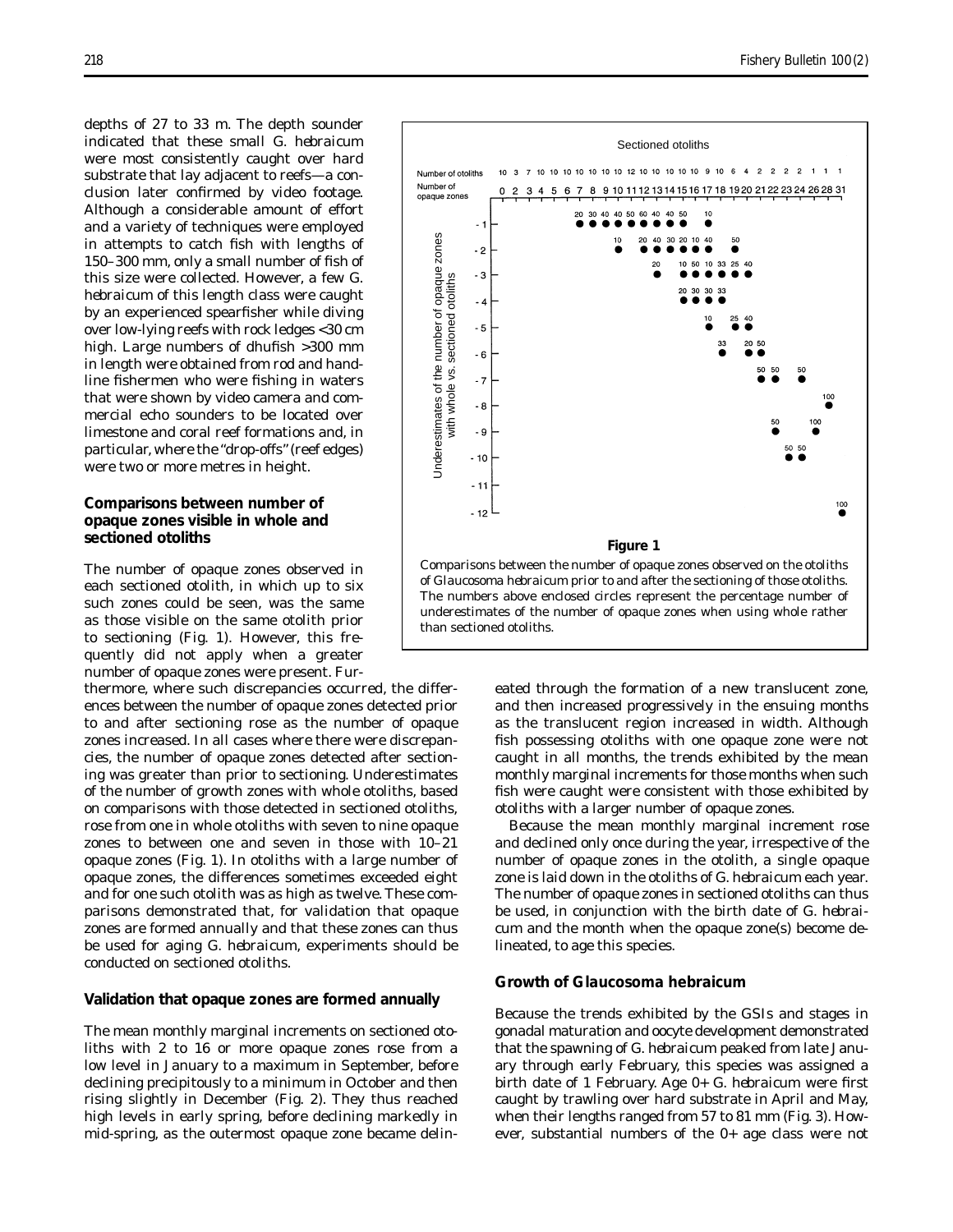depths of 27 to 33 m. The depth sounder indicated that these small *G. hebraicum* were most consistently caught over hard substrate that lay adjacent to reefs—a conclusion later confirmed by video footage. Although a considerable amount of effort and a variety of techniques were employed in attempts to catch fish with lengths of 150–300 mm, only a small number of fish of this size were collected. However, a few *G. hebraicum* of this length class were caught by an experienced spearfisher while diving over low-lying reefs with rock ledges <30 cm high. Large numbers of dhufish >300 mm in length were obtained from rod and handline fishermen who were fishing in waters that were shown by video camera and commercial echo sounders to be located over limestone and coral reef formations and, in particular, where the "drop-offs" (reef edges) were two or more metres in height.

### Comparisons between number of opaque zones visible in whole and sectioned otoliths

The number of opaque zones observed in each sectioned otolith, in which up to six such zones could be seen, was the same as those visible on the same otolith prior to sectioning (Fig. 1). However, this frequently did not apply when a greater number of opaque zones were present. Furthermore, where such discrepancies occurred, the differences between the number of opaque zones detected prior to and after sectioning rose as the number of opaque zones increased. In all cases where there were discrepancies, the number of opaque zones detected after sectioning was greater than prior to sectioning. Underestimates of the number of growth zones with whole otoliths, based on comparisons with those detected in sectioned otoliths, rose from one in whole otoliths with seven to nine opaque zones to between one and seven in those with 10–21 opaque zones (Fig. 1). In otoliths with a large number of opaque zones, the differences sometimes exceeded eight and for one such otolith was as high as twelve. These comparisons demonstrated that, for validation that opaque zones are formed annually and that these zones can thus be used for aging *G. hebraicum*, experiments should be conducted on sectioned otoliths.

**Figure 1**

Comparisons between the number of opaque zones observed on the otoliths of *Glaucosoma hebraicum* prior to and after the sectioning of those otoliths. The numbers above enclosed circles represent the percentage number of underestimates of the number of opaque zones when using whole rather than sectioned otoliths.

### Validation that opaque zones are formed annually

The mean monthly marginal increments on sectioned otoliths with 2 to 16 or more opaque zones rose from a low level in January to a maximum in September, before declining precipitously to a minimum in October and then rising slightly in December (Fig. 2). They thus reached high levels in early spring, before declining markedly in mid-spring, as the outermost opaque zone became delineated through the formation of a new translucent zone, and then increased progressively in the ensuing months as the translucent region increased in width. Although fish possessing otoliths with one opaque zone were not caught in all months, the trends exhibited by the mean monthly marginal increments for those months when such fish were caught were consistent with those exhibited by otoliths with a larger number of opaque zones.

Because the mean monthly marginal increment rose and declined only once during the year, irrespective of the number of opaque zones in the otolith, a single opaque zone is laid down in the otoliths of *G. hebraicum* each year. The number of opaque zones in sectioned otoliths can thus be used, in conjunction with the birth date of *G. hebraicum* and the month when the opaque zone(s) become delineated, to age this species.

### Growth of *Glaucosoma hebraicum*

Because the trends exhibited by the GSIs and stages in gonadal maturation and oocyte development demonstrated that the spawning of *G. hebraicum* peaked from late January through early February, this species was assigned a birth date of 1 February. Age 0+ *G. hebraicum* were first caught by trawling over hard substrate in April and May, when their lengths ranged from 57 to 81 mm (Fig. 3). However, substantial numbers of the 0+ age class were not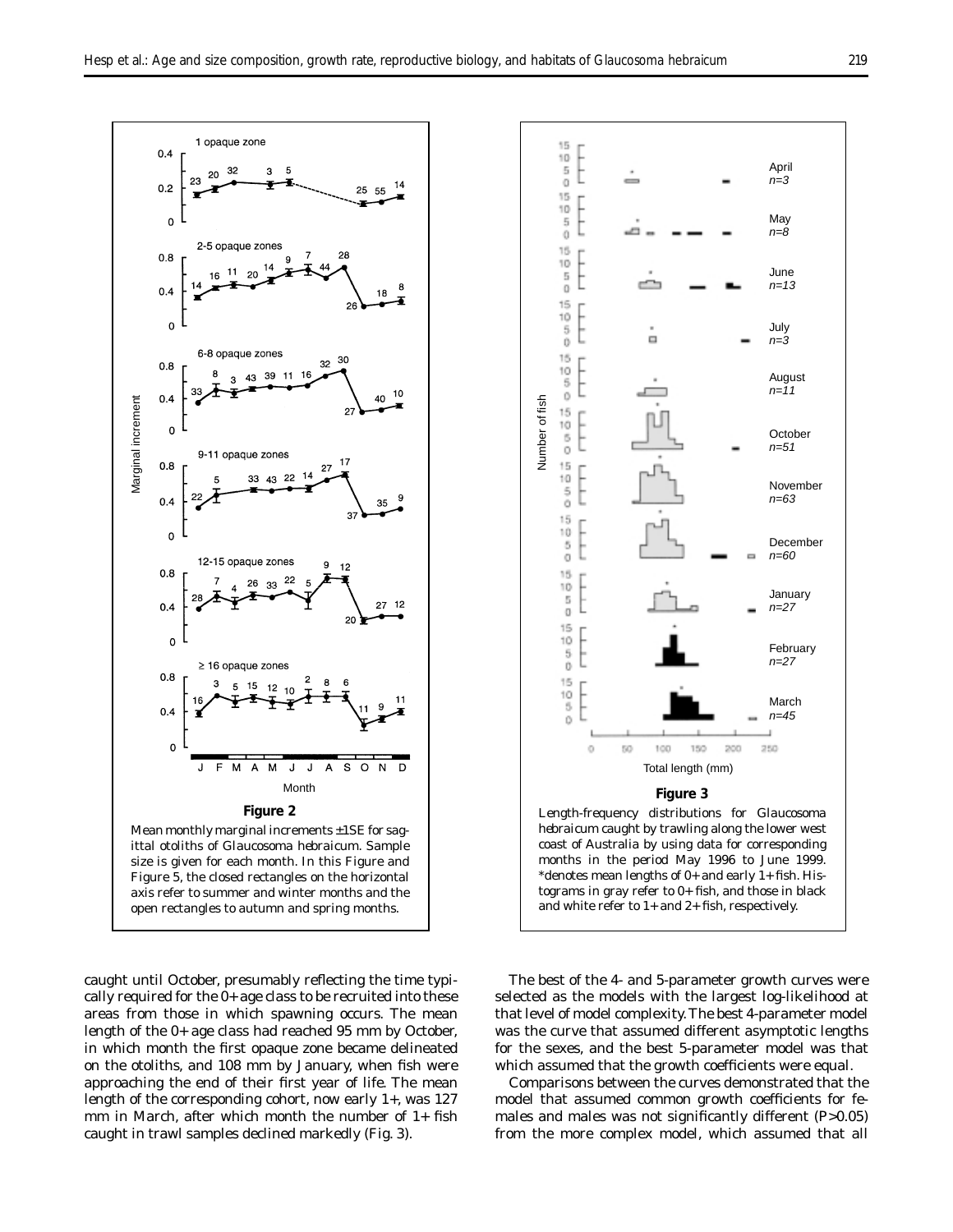**Figure 2**

Mean monthly marginal increments ±1SE for sagittal otoliths of *Glaucosoma hebraicum*. Sample size is given for each month. In this Figure and Figure 5, the closed rectangles on the horizontal axis refer to summer and winter months and the open rectangles to autumn and spring months.

**Figure 3**

Length-frequency distributions for *Glaucosoma hebraicum* caught by trawling along the lower west coast of Australia by using data for corresponding months in the period May 1996 to June 1999. *denotes mean lengths of 0+ and early 1+ fish. Histograms in gray refer to 0+ fish, and those in black and white refer to 1+ and 2+ fish, respectively.

caught until October, presumably reflecting the time typically required for the 0+ age class to be recruited into these areas from those in which spawning occurs. The mean length of the 0+ age class had reached 95 mm by October, in which month the first opaque zone became delineated on the otoliths, and 108 mm by January, when fish were approaching the end of their first year of life. The mean length of the corresponding cohort, now early 1+, was 127 mm in March, after which month the number of 1+ fish caught in trawl samples declined markedly (Fig. 3).

The best of the 4- and 5-parameter growth curves were selected as the models with the largest log-likelihood at that level of model complexity. The best 4-parameter model was the curve that assumed different asymptotic lengths for the sexes, and the best 5-parameter model was that which assumed that the growth coefficients were equal.

Comparisons between the curves demonstrated that the model that assumed common growth coefficients for females and males was not significantly different ($P>0.05$) from the more complex model, which assumed that all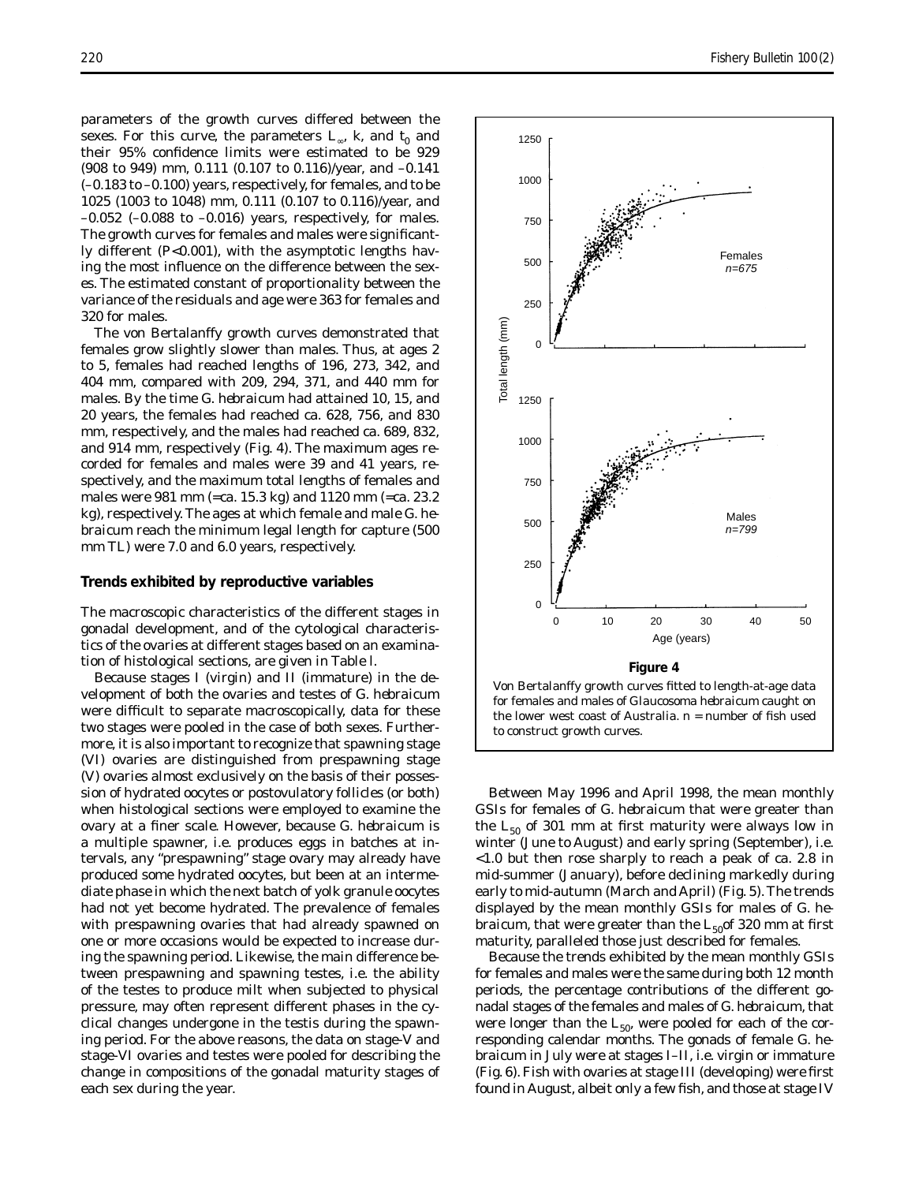parameters of the growth curves differed between the sexes. For this curve, the parameters $L_\infty$, $k$, and $t_0$ and their 95% confidence limits were estimated to be 929 (908 to 949) mm, 0.111 (0.107 to 0.116)/year, and –0.141 (–0.183 to –0.100) years, respectively, for females, and to be 1025 (1003 to 1048) mm, 0.111 (0.107 to 0.116)/year, and –0.052 (–0.088 to –0.016) years, respectively, for males. The growth curves for females and males were significantly different ($P<0.001$), with the asymptotic lengths having the most influence on the difference between the sexes. The estimated constant of proportionality between the variance of the residuals and age were 363 for females and 320 for males.

The von Bertalanffy growth curves demonstrated that females grow slightly slower than males. Thus, at ages 2 to 5, females had reached lengths of 196, 273, 342, and 404 mm, compared with 209, 294, 371, and 440 mm for males. By the time *G. hebraicum* had attained 10, 15, and 20 years, the females had reached ca. 628, 756, and 830 mm, respectively, and the males had reached ca. 689, 832, and 914 mm, respectively (Fig. 4). The maximum ages recorded for females and males were 39 and 41 years, respectively, and the maximum total lengths of females and males were 981 mm (=ca. 15.3 kg) and 1120 mm (=ca. 23.2 kg), respectively. The ages at which female and male *G. hebraicum* reach the minimum legal length for capture (500 mm TL) were 7.0 and 6.0 years, respectively.

### Trends exhibited by reproductive variables

The macroscopic characteristics of the different stages in gonadal development, and of the cytological characteristics of the ovaries at different stages based on an examination of histological sections, are given in Table l.

Because stages I (virgin) and II (immature) in the development of both the ovaries and testes of *G. hebraicum* were difficult to separate macroscopically, data for these two stages were pooled in the case of both sexes. Furthermore, it is also important to recognize that spawning stage (VI) ovaries are distinguished from prespawning stage (V) ovaries almost exclusively on the basis of their possession of hydrated oocytes or postovulatory follicles (or both) when histological sections were employed to examine the ovary at a finer scale. However, because *G. hebraicum* is a multiple spawner, i.e. produces eggs in batches at intervals, any "prespawning" stage ovary may already have produced some hydrated oocytes, but been at an intermediate phase in which the next batch of yolk granule oocytes had not yet become hydrated. The prevalence of females with prespawning ovaries that had already spawned on one or more occasions would be expected to increase during the spawning period. Likewise, the main difference between prespawning and spawning testes, i.e. the ability of the testes to produce milt when subjected to physical pressure, may often represent different phases in the cyclical changes undergone in the testis during the spawning period. For the above reasons, the data on stage-V and stage-VI ovaries and testes were pooled for describing the change in compositions of the gonadal maturity stages of each sex during the year.

**Figure 4**

Von Bertalanffy growth curves fitted to length-at-age data for females and males of *Glaucosoma hebraicum* caught on the lower west coast of Australia. n = number of fish used to construct growth curves.

Between May 1996 and April 1998, the mean monthly GSIs for females of *G. hebraicum* that were greater than the $L_{50}$ of 301 mm at first maturity were always low in winter (June to August) and early spring (September), i.e. <1.0 but then rose sharply to reach a peak of ca. 2.8 in mid-summer (January), before declining markedly during early to mid-autumn (March and April) (Fig. 5). The trends displayed by the mean monthly GSIs for males of *G. hebraicum*, that were greater than the $L_{50}$ of 320 mm at first maturity, paralleled those just described for females.

Because the trends exhibited by the mean monthly GSIs for females and males were the same during both 12 month periods, the percentage contributions of the different gonadal stages of the females and males of *G. hebraicum*, that were longer than the $L_{50}$, were pooled for each of the corresponding calendar months. The gonads of female *G. hebraicum* in July were at stages I–II, i.e. virgin or immature (Fig. 6). Fish with ovaries at stage III (developing) were first found in August, albeit only a few fish, and those at stage IV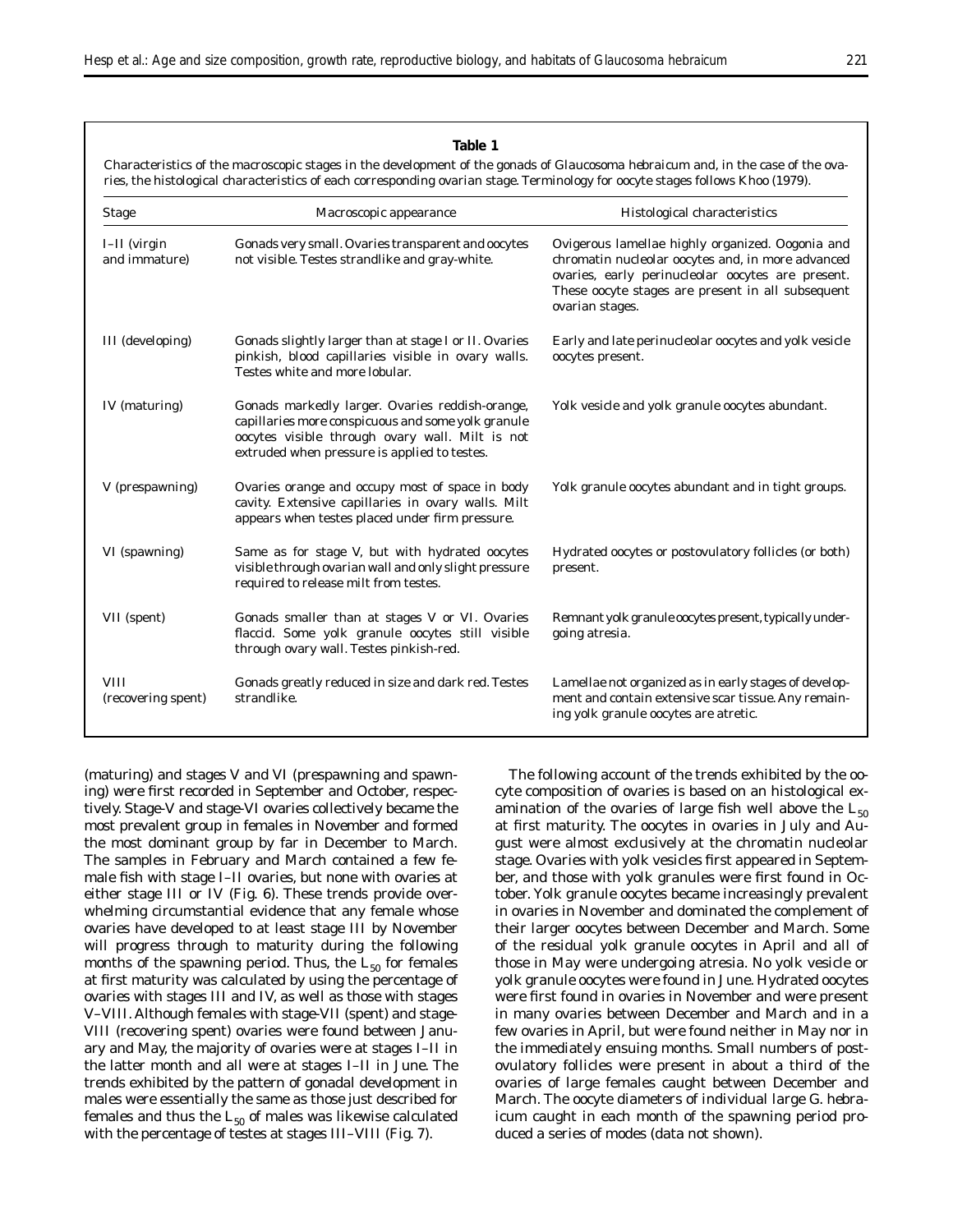**Table 1**

Characteristics of the macroscopic stages in the development of the gonads of *Glaucosoma hebraicum* and, in the case of the ovaries, the histological characteristics of each corresponding ovarian stage. Terminology for oocyte stages follows Khoo (1979).

| Stage | Macroscopic appearance | Histological characteristics |
| --- | --- | --- |
| I–II (virgin and immature) | Gonads very small. Ovaries transparent and oocytes not visible. Testes strandlike and gray-white. | Ovigerous lamellae highly organized. Oogonia and chromatin nucleolar oocytes and, in more advanced ovaries, early perinucleolar oocytes are present. These oocyte stages are present in all subsequent ovarian stages. |
| III (developing) | Gonads slightly larger than at stage I or II. Ovaries pinkish, blood capillaries visible in ovary walls. Testes white and more lobular. | Early and late perinucleolar oocytes and yolk vesicle oocytes present. |
| IV (maturing) | Gonads markedly larger. Ovaries reddish-orange, capillaries more conspicuous and some yolk granule oocytes visible through ovary wall. Milt is not extruded when pressure is applied to testes. | Yolk vesicle and yolk granule oocytes abundant. |
| V (prespawning) | Ovaries orange and occupy most of space in body cavity. Extensive capillaries in ovary walls. Milt appears when testes placed under firm pressure. | Yolk granule oocytes abundant and in tight groups. |
| VI (spawning) | Same as for stage V, but with hydrated oocytes visible through ovarian wall and only slight pressure required to release milt from testes. | Hydrated oocytes or postovulatory follicles (or both) present. |
| VII (spent) | Gonads smaller than at stages V or VI. Ovaries flaccid. Some yolk granule oocytes still visible through ovary wall. Testes pinkish-red. | Remnant yolk granule oocytes present, typically undergoing atresia. |
| VIII (recovering spent) | Gonads greatly reduced in size and dark red. Testes strandlike. | Lamellae not organized as in early stages of development and contain extensive scar tissue. Any remaining yolk granule oocytes are atretic. |

(maturing) and stages V and VI (prespawning and spawning) were first recorded in September and October, respectively. Stage-V and stage-VI ovaries collectively became the most prevalent group in females in November and formed the most dominant group by far in December to March. The samples in February and March contained a few female fish with stage I–II ovaries, but none with ovaries at either stage III or IV (Fig. 6). These trends provide overwhelming circumstantial evidence that any female whose ovaries have developed to at least stage III by November will progress through to maturity during the following months of the spawning period. Thus, the $L_{50}$ for females at first maturity was calculated by using the percentage of ovaries with stages III and IV, as well as those with stages V–VIII. Although females with stage-VII (spent) and stage-VIII (recovering spent) ovaries were found between January and May, the majority of ovaries were at stages I–II in the latter month and all were at stages I–II in June. The trends exhibited by the pattern of gonadal development in males were essentially the same as those just described for females and thus the $L_{50}$ of males was likewise calculated with the percentage of testes at stages III–VIII (Fig. 7).

The following account of the trends exhibited by the oocyte composition of ovaries is based on an histological examination of the ovaries of large fish well above the $L_{50}$ at first maturity. The oocytes in ovaries in July and August were almost exclusively at the chromatin nucleolar stage. Ovaries with yolk vesicles first appeared in September, and those with yolk granules were first found in October. Yolk granule oocytes became increasingly prevalent in ovaries in November and dominated the complement of their larger oocytes between December and March. Some of the residual yolk granule oocytes in April and all of those in May were undergoing atresia. No yolk vesicle or yolk granule oocytes were found in June. Hydrated oocytes were first found in ovaries in November and were present in many ovaries between December and March and in a few ovaries in April, but were found neither in May nor in the immediately ensuing months. Small numbers of postovulatory follicles were present in about a third of the ovaries of large females caught between December and March. The oocyte diameters of individual large *G. hebraicum* caught in each month of the spawning period produced a series of modes (data not shown).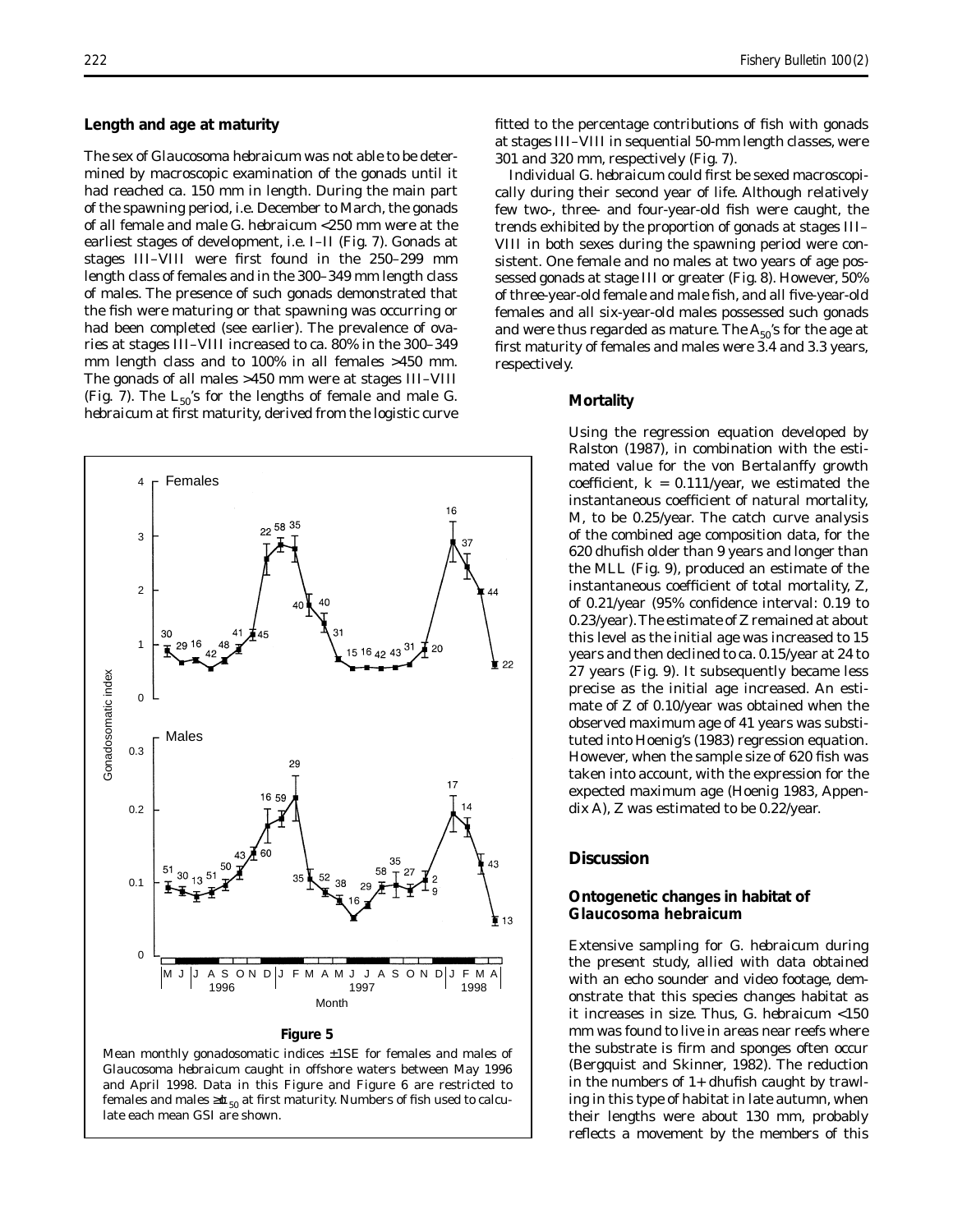### Length and age at maturity

The sex of *Glaucosoma hebraicum* was not able to be determined by macroscopic examination of the gonads until it had reached ca. 150 mm in length. During the main part of the spawning period, i.e. December to March, the gonads of all female and male *G. hebraicum* <250 mm were at the earliest stages of development, i.e. I–II (Fig. 7). Gonads at stages III–VIII were first found in the 250–299 mm length class of females and in the 300–349 mm length class of males. The presence of such gonads demonstrated that the fish were maturing or that spawning was occurring or had been completed (see earlier). The prevalence of ovaries at stages III–VIII increased to ca. 80% in the 300–349 mm length class and to 100% in all females >450 mm. The gonads of all males >450 mm were at stages III–VIII (Fig. 7). The $L_{50}$'s for the lengths of female and male *G. hebraicum* at first maturity, derived from the logistic curve fitted to the percentage contributions of fish with gonads at stages III–VIII in sequential 50-mm length classes, were 301 and 320 mm, respectively (Fig. 7).

Individual *G. hebraicum* could first be sexed macroscopically during their second year of life. Although relatively few two-, three- and four-year-old fish were caught, the trends exhibited by the proportion of gonads at stages III–VIII in both sexes during the spawning period were consistent. One female and no males at two years of age possessed gonads at stage III or greater (Fig. 8). However, 50% of three-year-old female and male fish, and all five-year-old females and all six-year-old males possessed such gonads and were thus regarded as mature. The $A_{50}$'s for the age at first maturity of females and males were 3.4 and 3.3 years, respectively.

**Figure 5**

Mean monthly gonadosomatic indices ±1SE for females and males of *Glaucosoma hebraicum* caught in offshore waters between May 1996 and April 1998. Data in this Figure and Figure 6 are restricted to females and males ≥$L_{50}$ at first maturity. Numbers of fish used to calculate each mean GSI are shown.

### Mortality

Using the regression equation developed by Ralston (1987), in combination with the estimated value for the von Bertalanffy growth coefficient, $k$ = 0.111/year, we estimated the instantaneous coefficient of natural mortality, $M$, to be 0.25/year. The catch curve analysis of the combined age composition data, for the 620 dhufish older than 9 years and longer than the MLL (Fig. 9), produced an estimate of the instantaneous coefficient of total mortality, $Z$, of 0.21/year (95% confidence interval: 0.19 to 0.23/year). The estimate of $Z$ remained at about this level as the initial age was increased to 15 years and then declined to ca. 0.15/year at 24 to 27 years (Fig. 9). It subsequently became less precise as the initial age increased. An estimate of $Z$ of 0.10/year was obtained when the observed maximum age of 41 years was substituted into Hoenig's (1983) regression equation. However, when the sample size of 620 fish was taken into account, with the expression for the expected maximum age (Hoenig 1983, Appendix A), $Z$ was estimated to be 0.22/year.

## Discussion

### Ontogenetic changes in habitat of *Glaucosoma hebraicum*

Extensive sampling for *G. hebraicum* during the present study, allied with data obtained with an echo sounder and video footage, demonstrate that this species changes habitat as it increases in size. Thus, *G. hebraicum* <150 mm was found to live in areas near reefs where the substrate is firm and sponges often occur (Bergquist and Skinner, 1982). The reduction in the numbers of 1+ dhufish caught by trawling in this type of habitat in late autumn, when their lengths were about 130 mm, probably reflects a movement by the members of this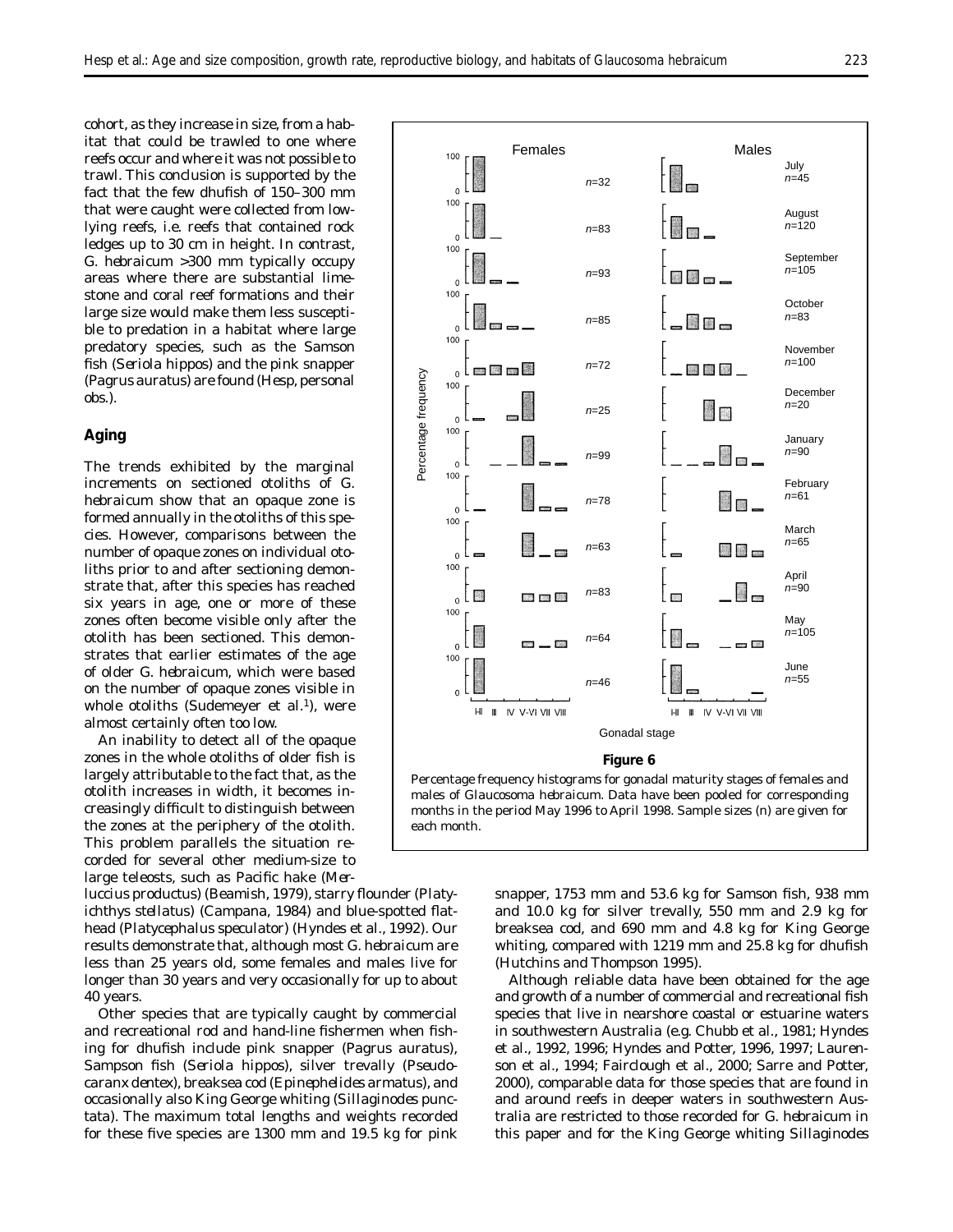cohort, as they increase in size, from a habitat that could be trawled to one where reefs occur and where it was not possible to trawl. This conclusion is supported by the fact that the few dhufish of 150–300 mm that were caught were collected from low-lying reefs, i.e. reefs that contained rock ledges up to 30 cm in height. In contrast, *G. hebraicum* >300 mm typically occupy areas where there are substantial limestone and coral reef formations and their large size would make them less susceptible to predation in a habitat where large predatory species, such as the Samson fish (*Seriola hippos*) and the pink snapper (*Pagrus auratus*) are found (Hesp, personal obs.).

## Aging

The trends exhibited by the marginal increments on sectioned otoliths of *G. hebraicum* show that an opaque zone is formed annually in the otoliths of this species. However, comparisons between the number of opaque zones on individual otoliths prior to and after sectioning demonstrate that, after this species has reached six years in age, one or more of these zones often become visible only after the otolith has been sectioned. This demonstrates that earlier estimates of the age of older *G. hebraicum*, which were based on the number of opaque zones visible in whole otoliths (Sudemeyer et al.[1]), were almost certainly often too low.

An inability to detect all of the opaque zones in the whole otoliths of older fish is largely attributable to the fact that, as the otolith increases in width, it becomes increasingly difficult to distinguish between the zones at the periphery of the otolith. This problem parallels the situation recorded for several other medium-size to large teleosts, such as Pacific hake (*Merluccius productus*) (Beamish, 1979), starry flounder (*Platyichthys stellatus*) (Campana, 1984) and blue-spotted flathead (*Platycephalus speculator*) (Hyndes et al., 1992). Our results demonstrate that, although most *G. hebraicum* are less than 25 years old, some females and males live for longer than 30 years and very occasionally for up to about 40 years.

Other species that are typically caught by commercial and recreational rod and hand-line fishermen when fishing for dhufish include pink snapper (*Pagrus auratus*), Sampson fish (*Seriola hippos*), silver trevally (*Pseudocaranx dentex*), breaksea cod (*Epinephelides armatus*), and occasionally also King George whiting (*Sillaginodes punctata*). The maximum total lengths and weights recorded for these five species are 1300 mm and 19.5 kg for pink snapper, 1753 mm and 53.6 kg for Samson fish, 938 mm and 10.0 kg for silver trevally, 550 mm and 2.9 kg for breaksea cod, and 690 mm and 4.8 kg for King George whiting, compared with 1219 mm and 25.8 kg for dhufish (Hutchins and Thompson 1995).

Although reliable data have been obtained for the age and growth of a number of commercial and recreational fish species that live in nearshore coastal or estuarine waters in southwestern Australia (e.g. Chubb et al., 1981; Hyndes et al., 1992, 1996; Hyndes and Potter, 1996, 1997; Laurenson et al., 1994; Fairclough et al., 2000; Sarre and Potter, 2000), comparable data for those species that are found in and around reefs in deeper waters in southwestern Australia are restricted to those recorded for *G. hebraicum* in this paper and for the King George whiting *Sillaginodes*

**Figure 6**

Percentage frequency histograms for gonadal maturity stages of females and males of *Glaucosoma hebraicum*. Data have been pooled for corresponding months in the period May 1996 to April 1998. Sample sizes (n) are given for each month.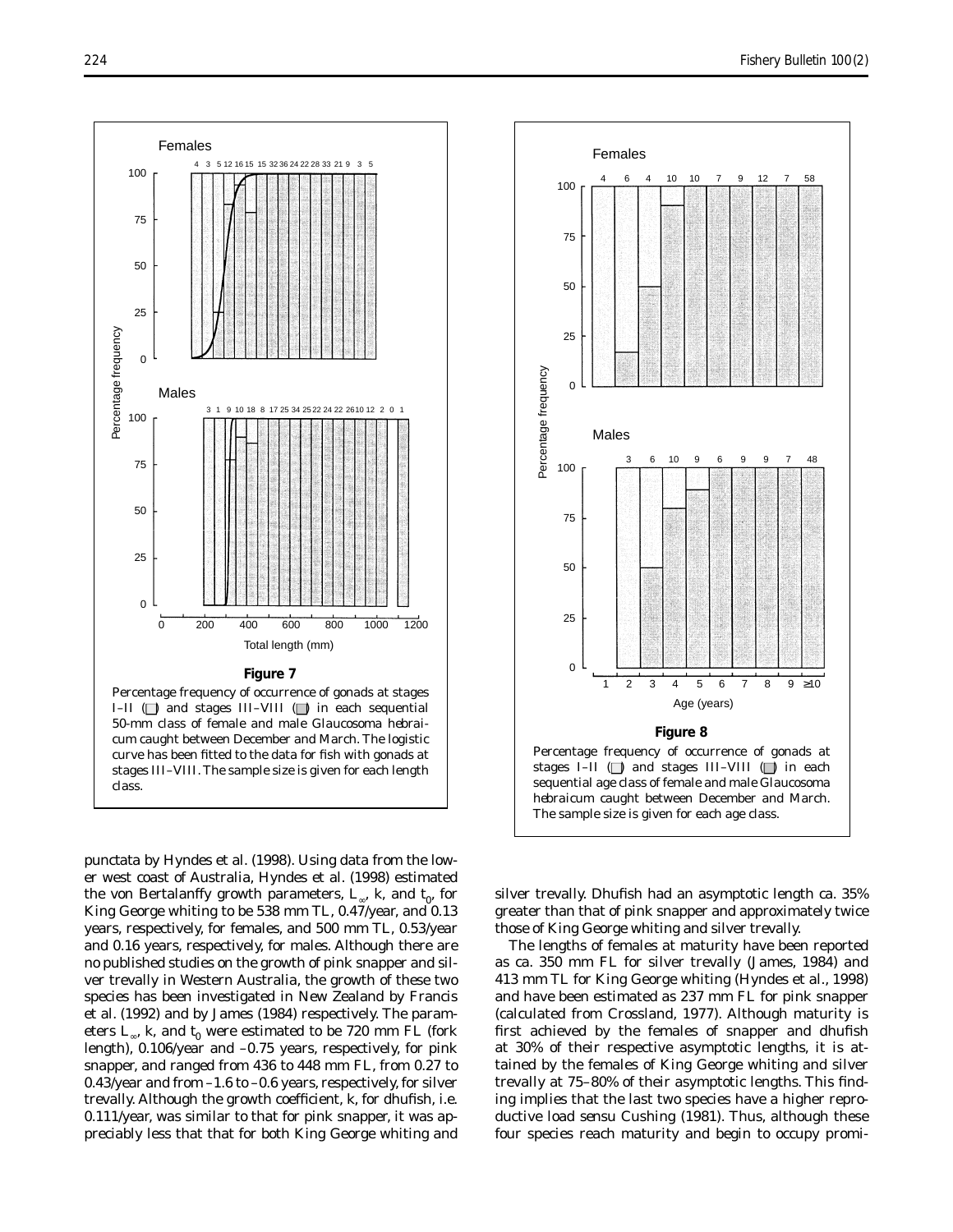**Figure 7**

Percentage frequency of occurrence of gonads at stages I–II (□) and stages III–VIII (▒) in each sequential 50-mm class of female and male *Glaucosoma hebraicum* caught between December and March. The logistic curve has been fitted to the data for fish with gonads at stages III–VIII. The sample size is given for each length class.

**Figure 8**

Percentage frequency of occurrence of gonads at stages I–II (□) and stages III–VIII (▒) in each sequential age class of female and male *Glaucosoma hebraicum* caught between December and March. The sample size is given for each age class.

*punctata* by Hyndes et al. (1998). Using data from the lower west coast of Australia, Hyndes et al. (1998) estimated the von Bertalanffy growth parameters, $L_\infty$, $k$, and $t_0$, for King George whiting to be 538 mm TL, 0.47/year, and 0.13 years, respectively, for females, and 500 mm TL, 0.53/year and 0.16 years, respectively, for males. Although there are no published studies on the growth of pink snapper and silver trevally in Western Australia, the growth of these two species has been investigated in New Zealand by Francis et al. (1992) and by James (1984) respectively. The parameters $L_\infty$, $k$, and $t_0$ were estimated to be 720 mm FL (fork length), 0.106/year and –0.75 years, respectively, for pink snapper, and ranged from 436 to 448 mm FL, from 0.27 to 0.43/year and from –1.6 to –0.6 years, respectively, for silver trevally. Although the growth coefficient, $k$, for dhufish, i.e. 0.111/year, was similar to that for pink snapper, it was appreciably less that that for both King George whiting and silver trevally. Dhufish had an asymptotic length ca. 35% greater than that of pink snapper and approximately twice those of King George whiting and silver trevally.

The lengths of females at maturity have been reported as ca. 350 mm FL for silver trevally (James, 1984) and 413 mm TL for King George whiting (Hyndes et al., 1998) and have been estimated as 237 mm FL for pink snapper (calculated from Crossland, 1977). Although maturity is first achieved by the females of snapper and dhufish at 30% of their respective asymptotic lengths, it is attained by the females of King George whiting and silver trevally at 75–80% of their asymptotic lengths. This finding implies that the last two species have a higher reproductive load sensu Cushing (1981). Thus, although these four species reach maturity and begin to occupy promi-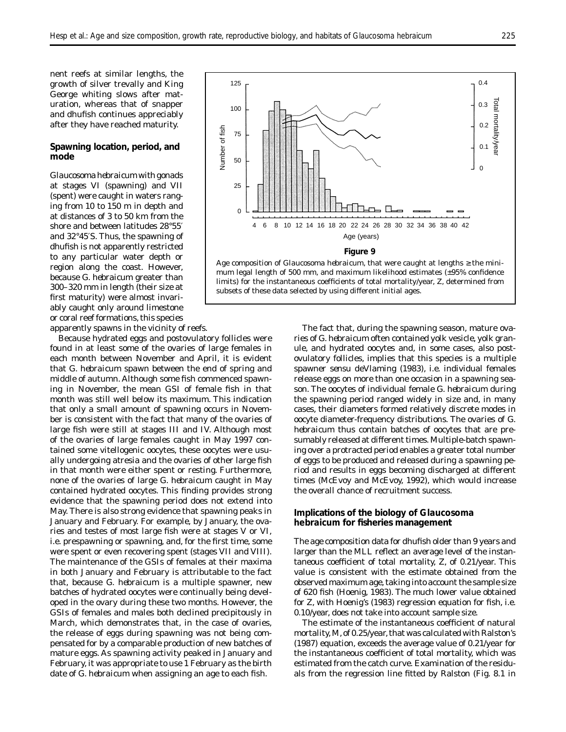nent reefs at similar lengths, the growth of silver trevally and King George whiting slows after maturation, whereas that of snapper and dhufish continues appreciably after they have reached maturity.

### Spawning location, period, and mode

*Glaucosoma hebraicum* with gonads at stages VI (spawning) and VII (spent) were caught in waters ranging from 10 to 150 m in depth and at distances of 3 to 50 km from the shore and between latitudes 28°55′ and 32°45′S. Thus, the spawning of dhufish is not apparently restricted to any particular water depth or region along the coast. However, because *G. hebraicum* greater than 300–320 mm in length (their size at first maturity) were almost invariably caught only around limestone or coral reef formations, this species apparently spawns in the vicinity of reefs.

Because hydrated eggs and postovulatory follicles were found in at least some of the ovaries of large females in each month between November and April, it is evident that *G. hebraicum* spawn between the end of spring and middle of autumn. Although some fish commenced spawning in November, the mean GSI of female fish in that month was still well below its maximum. This indication that only a small amount of spawning occurs in November is consistent with the fact that many of the ovaries of large fish were still at stages III and IV. Although most of the ovaries of large females caught in May 1997 contained some vitellogenic oocytes, these oocytes were usually undergoing atresia and the ovaries of other large fish in that month were either spent or resting. Furthermore, none of the ovaries of large *G. hebraicum* caught in May contained hydrated oocytes. This finding provides strong evidence that the spawning period does not extend into May. There is also strong evidence that spawning peaks in January and February. For example, by January, the ovaries and testes of most large fish were at stages V or VI, i.e. prespawning or spawning, and, for the first time, some were spent or even recovering spent (stages VII and VIII). The maintenance of the GSIs of females at their maxima in both January and February is attributable to the fact that, because *G. hebraicum* is a multiple spawner, new batches of hydrated oocytes were continually being developed in the ovary during these two months. However, the GSIs of females and males both declined precipitously in March, which demonstrates that, in the case of ovaries, the release of eggs during spawning was not being compensated for by a comparable production of new batches of mature eggs. As spawning activity peaked in January and February, it was appropriate to use 1 February as the birth date of *G. hebraicum* when assigning an age to each fish.

**Figure 9**

Age composition of *Glaucosoma hebraicum*, that were caught at lengths ≥ the minimum legal length of 500 mm, and maximum likelihood estimates (±95% confidence limits) for the instantaneous coefficients of total mortality/year, $Z$, determined from subsets of these data selected by using different initial ages.

The fact that, during the spawning season, mature ovaries of *G. hebraicum* often contained yolk vesicle, yolk granule, and hydrated oocytes and, in some cases, also postovulatory follicles, implies that this species is a multiple spawner *sensu* deVlaming (1983), i.e. individual females release eggs on more than one occasion in a spawning season. The oocytes of individual female *G. hebraicum* during the spawning period ranged widely in size and, in many cases, their diameters formed relatively discrete modes in oocyte diameter-frequency distributions. The ovaries of *G. hebraicum* thus contain batches of oocytes that are presumably released at different times. Multiple-batch spawning over a protracted period enables a greater total number of eggs to be produced and released during a spawning period and results in eggs becoming discharged at different times (McEvoy and McEvoy, 1992), which would increase the overall chance of recruitment success.

### Implications of the biology of *Glaucosoma hebraicum* for fisheries management

The age composition data for dhufish older than 9 years and larger than the MLL reflect an average level of the instantaneous coefficient of total mortality, $Z$, of 0.21/year. This value is consistent with the estimate obtained from the observed maximum age, taking into account the sample size of 620 fish (Hoenig, 1983). The much lower value obtained for $Z$, with Hoenig's (1983) regression equation for fish, i.e. 0.10/year, does not take into account sample size.

The estimate of the instantaneous coefficient of natural mortality, $M$, of 0.25/year, that was calculated with Ralston's (1987) equation, exceeds the average value of 0.21/year for the instantaneous coefficient of total mortality, which was estimated from the catch curve. Examination of the residuals from the regression line fitted by Ralston (Fig. 8.1 in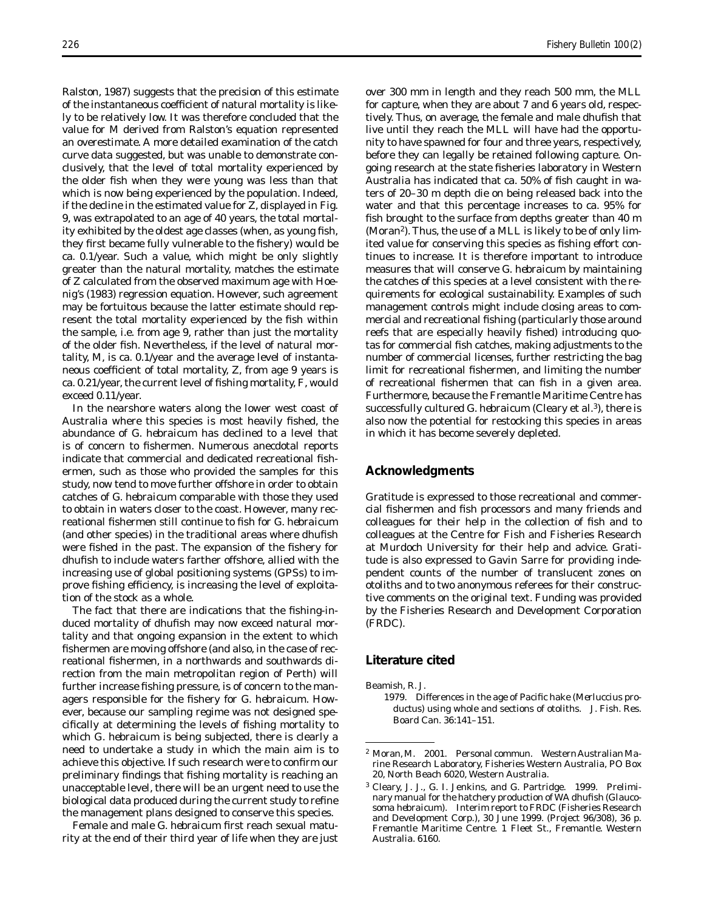Ralston, 1987) suggests that the precision of this estimate of the instantaneous coefficient of natural mortality is likely to be relatively low. It was therefore concluded that the value for $M$ derived from Ralston's equation represented an overestimate. A more detailed examination of the catch curve data suggested, but was unable to demonstrate conclusively, that the level of total mortality experienced by the older fish when they were young was less than that which is now being experienced by the population. Indeed, if the decline in the estimated value for $Z$, displayed in Fig. 9, was extrapolated to an age of 40 years, the total mortality exhibited by the oldest age classes (when, as young fish, they first became fully vulnerable to the fishery) would be ca. 0.1/year. Such a value, which might be only slightly greater than the natural mortality, matches the estimate of $Z$ calculated from the observed maximum age with Hoenig's (1983) regression equation. However, such agreement may be fortuitous because the latter estimate should represent the total mortality experienced by the fish within the sample, i.e. from age 9, rather than just the mortality of the older fish. Nevertheless, if the level of natural mortality, $M$, is ca. 0.1/year and the average level of instantaneous coefficient of total mortality, $Z$, from age 9 years is ca. 0.21/year, the current level of fishing mortality, $F$, would exceed 0.11/year.

In the nearshore waters along the lower west coast of Australia where this species is most heavily fished, the abundance of *G. hebraicum* has declined to a level that is of concern to fishermen. Numerous anecdotal reports indicate that commercial and dedicated recreational fishermen, such as those who provided the samples for this study, now tend to move further offshore in order to obtain catches of *G. hebraicum* comparable with those they used to obtain in waters closer to the coast. However, many recreational fishermen still continue to fish for *G. hebraicum* (and other species) in the traditional areas where dhufish were fished in the past. The expansion of the fishery for dhufish to include waters farther offshore, allied with the increasing use of global positioning systems (GPSs) to improve fishing efficiency, is increasing the level of exploitation of the stock as a whole.

The fact that there are indications that the fishing-induced mortality of dhufish may now exceed natural mortality and that ongoing expansion in the extent to which fishermen are moving offshore (and also, in the case of recreational fishermen, in a northwards and southwards direction from the main metropolitan region of Perth) will further increase fishing pressure, is of concern to the managers responsible for the fishery for *G. hebraicum*. However, because our sampling regime was not designed specifically at determining the levels of fishing mortality to which *G. hebraicum* is being subjected, there is clearly a need to undertake a study in which the main aim is to achieve this objective. If such research were to confirm our preliminary findings that fishing mortality is reaching an unacceptable level, there will be an urgent need to use the biological data produced during the current study to refine the management plans designed to conserve this species.

Female and male *G. hebraicum* first reach sexual maturity at the end of their third year of life when they are just over 300 mm in length and they reach 500 mm, the MLL for capture, when they are about 7 and 6 years old, respectively. Thus, on average, the female and male dhufish that live until they reach the MLL will have had the opportunity to have spawned for four and three years, respectively, before they can legally be retained following capture. Ongoing research at the state fisheries laboratory in Western Australia has indicated that ca. 50% of fish caught in waters of 20–30 m depth die on being released back into the water and that this percentage increases to ca. 95% for fish brought to the surface from depths greater than 40 m (Moran[2]). Thus, the use of a MLL is likely to be of only limited value for conserving this species as fishing effort continues to increase. It is therefore important to introduce measures that will conserve *G. hebraicum* by maintaining the catches of this species at a level consistent with the requirements for ecological sustainability. Examples of such management controls might include closing areas to commercial and recreational fishing (particularly those around reefs that are especially heavily fished) introducing quotas for commercial fish catches, making adjustments to the number of commercial licenses, further restricting the bag limit for recreational fishermen, and limiting the number of recreational fishermen that can fish in a given area. Furthermore, because the Fremantle Maritime Centre has successfully cultured *G. hebraicum* (Cleary et al.[3]), there is also now the potential for restocking this species in areas in which it has become severely depleted.

## Acknowledgments

Gratitude is expressed to those recreational and commercial fishermen and fish processors and many friends and colleagues for their help in the collection of fish and to colleagues at the Centre for Fish and Fisheries Research at Murdoch University for their help and advice. Gratitude is also expressed to Gavin Sarre for providing independent counts of the number of translucent zones on otoliths and to two anonymous referees for their constructive comments on the original text. Funding was provided by the Fisheries Research and Development Corporation (FRDC).

## Literature cited

Beamish, R. J.
1979. Differences in the age of Pacific hake (*Merluccius productus*) using whole and sections of otoliths. J. Fish. Res. Board Can. 36:141–151.

---

[2] Moran, M. 2001. Personal commun. Western Australian Marine Research Laboratory, Fisheries Western Australia, PO Box 20, North Beach 6020, Western Australia.

[3] Cleary, J. J., G. I. Jenkins, and G. Partridge. 1999. Preliminary manual for the hatchery production of WA dhufish (*Glaucosoma hebraicum*). Interim report to FRDC (Fisheries Research and Development Corp.), 30 June 1999. (Project 96/308), 36 p. Fremantle Maritime Centre. 1 Fleet St., Fremantle. Western Australia. 6160.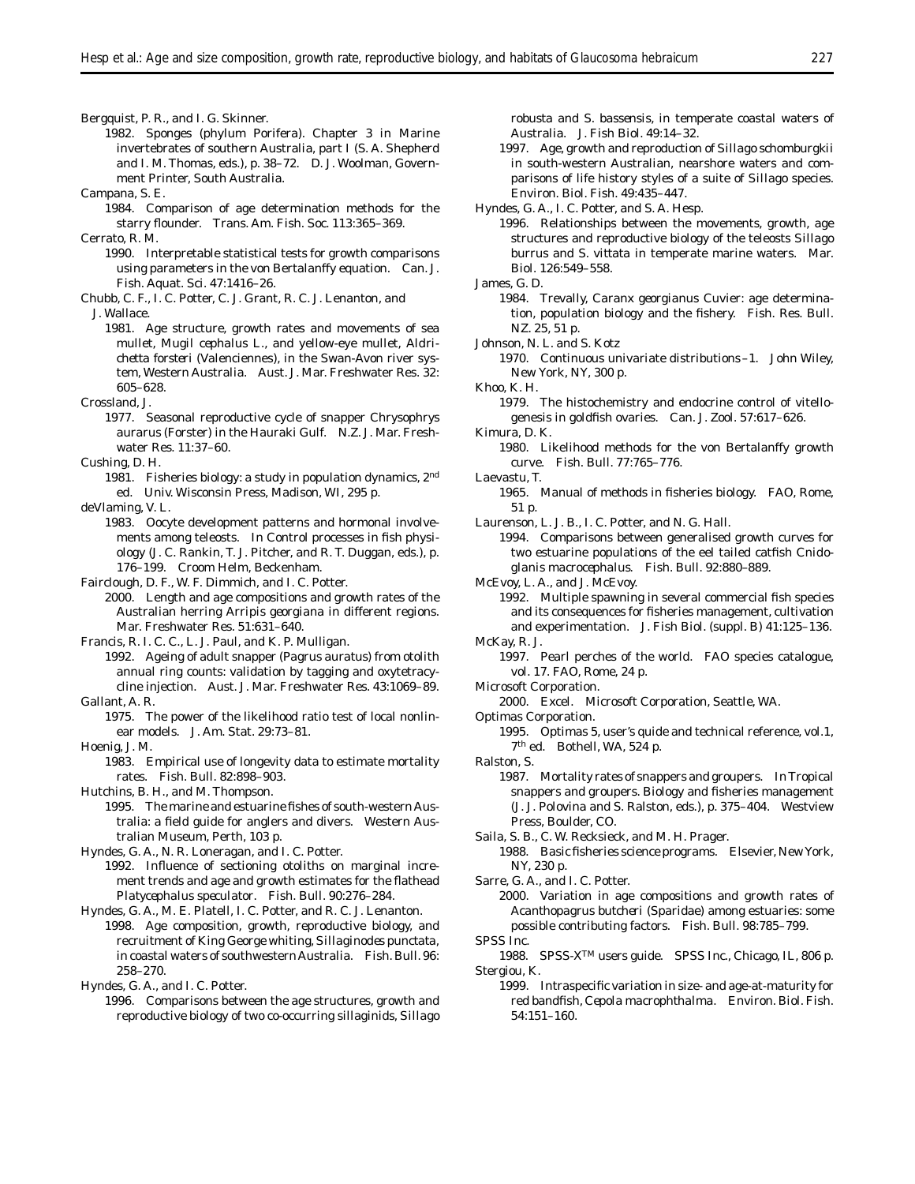Bergquist, P. R., and I. G. Skinner.

1982. Sponges (phylum Porifera). Chapter 3 in Marine invertebrates of southern Australia, part I (S. A. Shepherd and I. M. Thomas, eds.), p. 38–72. D. J. Woolman, Government Printer, South Australia.

Campana, S. E.

1984. Comparison of age determination methods for the starry flounder. Trans. Am. Fish. Soc. 113:365–369.

Cerrato, R. M.

1990. Interpretable statistical tests for growth comparisons using parameters in the von Bertalanffy equation. Can. J. Fish. Aquat. Sci. 47:1416–26.

Chubb, C. F., I. C. Potter, C. J. Grant, R. C. J. Lenanton, and J. Wallace.

1981. Age structure, growth rates and movements of sea mullet, *Mugil cephalus* L., and yellow-eye mullet, *Aldrichetta forsteri* (Valenciennes), in the Swan-Avon river system, Western Australia. Aust. J. Mar. Freshwater Res. 32: 605–628.

Crossland, J.

1977. Seasonal reproductive cycle of snapper *Chrysophrys aurarus* (Forster) in the Hauraki Gulf. N.Z. J. Mar. Freshwater Res. 11:37–60.

Cushing, D. H.

1981. Fisheries biology: a study in population dynamics, 2nd ed. Univ. Wisconsin Press, Madison, WI, 295 p.

deVlaming, V. L.

1983. Oocyte development patterns and hormonal involvements among teleosts. In Control processes in fish physiology (J. C. Rankin, T. J. Pitcher, and R. T. Duggan, eds.), p. 176–199. Croom Helm, Beckenham.

Fairclough, D. F., W. F. Dimmich, and I. C. Potter.

2000. Length and age compositions and growth rates of the Australian herring *Arripis georgiana* in different regions. Mar. Freshwater Res. 51:631–640.

Francis, R. I. C. C., L. J. Paul, and K. P. Mulligan.

1992. Ageing of adult snapper (*Pagrus auratus*) from otolith annual ring counts: validation by tagging and oxytetracycline injection. Aust. J. Mar. Freshwater Res. 43:1069–89.

Gallant, A. R.

1975. The power of the likelihood ratio test of local nonlinear models. J. Am. Stat. 29:73–81.

Hoenig, J. M.

1983. Empirical use of longevity data to estimate mortality rates. Fish. Bull. 82:898–903.

Hutchins, B. H., and M. Thompson.

1995. The marine and estuarine fishes of south-western Australia: a field guide for anglers and divers. Western Australian Museum, Perth, 103 p.

Hyndes, G. A., N. R. Loneragan, and I. C. Potter.

1992. Influence of sectioning otoliths on marginal increment trends and age and growth estimates for the flathead *Platycephalus speculator*. Fish. Bull. 90:276–284.

Hyndes, G. A., M. E. Platell, I. C. Potter, and R. C. J. Lenanton.

1998. Age composition, growth, reproductive biology, and recruitment of King George whiting, *Sillaginodes punctata*, in coastal waters of southwestern Australia. Fish. Bull. 96: 258–270.

Hyndes, G. A., and I. C. Potter.

1996. Comparisons between the age structures, growth and reproductive biology of two co-occurring sillaginids, *Sillago robusta* and *S. bassensis*, in temperate coastal waters of Australia. J. Fish Biol. 49:14–32.

1997. Age, growth and reproduction of *Sillago schomburgkii* in south-western Australian, nearshore waters and comparisons of life history styles of a suite of *Sillago* species. Environ. Biol. Fish. 49:435–447.

Hyndes, G. A., I. C. Potter, and S. A. Hesp.

1996. Relationships between the movements, growth, age structures and reproductive biology of the teleosts *Sillago burrus* and *S. vittata* in temperate marine waters. Mar. Biol. 126:549–558.

James, G. D.

1984. Trevally, *Caranx georgianus* Cuvier: age determination, population biology and the fishery. Fish. Res. Bull. NZ. 25, 51 p.

Johnson, N. L. and S. Kotz

1970. Continuous univariate distributions –1. John Wiley, New York, NY, 300 p.

Khoo, K. H.

1979. The histochemistry and endocrine control of vitellogenesis in goldfish ovaries. Can. J. Zool. 57:617–626.

Kimura, D. K.

1980. Likelihood methods for the von Bertalanffy growth curve. Fish. Bull. 77:765–776.

Laevastu, T.

1965. Manual of methods in fisheries biology. FAO, Rome, 51 p.

Laurenson, L. J. B., I. C. Potter, and N. G. Hall.

1994. Comparisons between generalised growth curves for two estuarine populations of the eel tailed catfish *Cnidoglanis macrocephalus*. Fish. Bull. 92:880–889.

McEvoy, L. A., and J. McEvoy.

1992. Multiple spawning in several commercial fish species and its consequences for fisheries management, cultivation and experimentation. J. Fish Biol. (suppl. B) 41:125–136.

McKay, R. J.

1997. Pearl perches of the world. FAO species catalogue, vol. 17. FAO, Rome, 24 p.

Microsoft Corporation.

2000. Excel. Microsoft Corporation, Seattle, WA.

Optimas Corporation.

1995. Optimas 5, user's quide and technical reference, vol.1, 7th ed. Bothell, WA, 524 p.

Ralston, S.

1987. Mortality rates of snappers and groupers. In Tropical snappers and groupers. Biology and fisheries management (J. J. Polovina and S. Ralston, eds.), p. 375–404. Westview Press, Boulder, CO.

Saila, S. B., C. W. Recksieck, and M. H. Prager.

1988. Basic fisheries science programs. Elsevier, New York, NY, 230 p.

Sarre, G. A., and I. C. Potter.

2000. Variation in age compositions and growth rates of *Acanthopagrus butcheri* (Sparidae) among estuaries: some possible contributing factors. Fish. Bull. 98:785–799.

SPSS Inc.

1988. SPSS-X™ users guide. SPSS Inc., Chicago, IL, 806 p.

Stergiou, K.

1999. Intraspecific variation in size- and age-at-maturity for red bandfish, *Cepola macrophthalma*. Environ. Biol. Fish. 54:151–160.